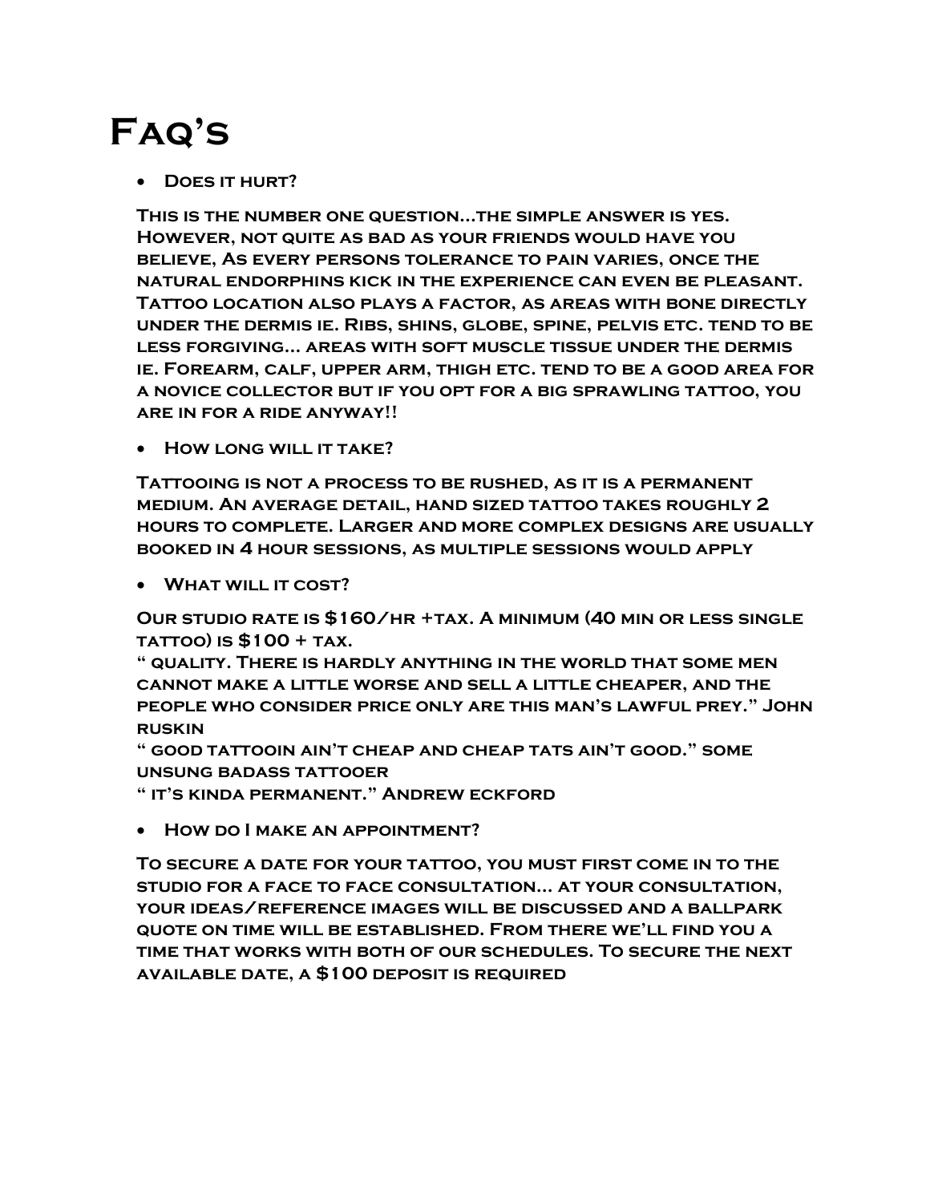# Faq's

- **Does it hurt?**

**This is the number one question...the simple answer is yes. However, not quite as bad as your friends would have you believe, As every persons tolerance to pain varies, once the natural endorphins kick in the experience can even be pleasant. Tattoo location also plays a factor, as areas with bone directly under the dermis ie. Ribs, shins, globe, spine, pelvis etc. tend to be less forgiving... areas with soft muscle tissue under the dermis ie. Forearm, calf, upper arm, thigh etc. tend to be a good area for a novice collector but if you opt for a big sprawling tattoo, you are in for a ride anyway!!**

- **How long will it take?**

**Tattooing is not a process to be rushed, as it is a permanent medium. An average detail, hand sized tattoo takes roughly 2 hours to complete. Larger and more complex designs are usually booked in 4 hour sessions, as multiple sessions would apply**

- **What will it cost?**

**Our studio rate is $160/hr +tax. A minimum (40 min or less single tattoo) is $100 + tax.**
**" quality. There is hardly anything in the world that some men cannot make a little worse and sell a little cheaper, and the people who consider price only are this man's lawful prey." John ruskin**
**" good tattooin ain't cheap and cheap tats ain't good." some unsung badass tattooer**
**" it's kinda permanent." Andrew eckford**

- **How do I make an appointment?**

**To secure a date for your tattoo, you must first come in to the studio for a face to face consultation... at your consultation, your ideas/reference images will be discussed and a ballpark quote on time will be established. From there we'll find you a time that works with both of our schedules. To secure the next available date, a $100 deposit is required**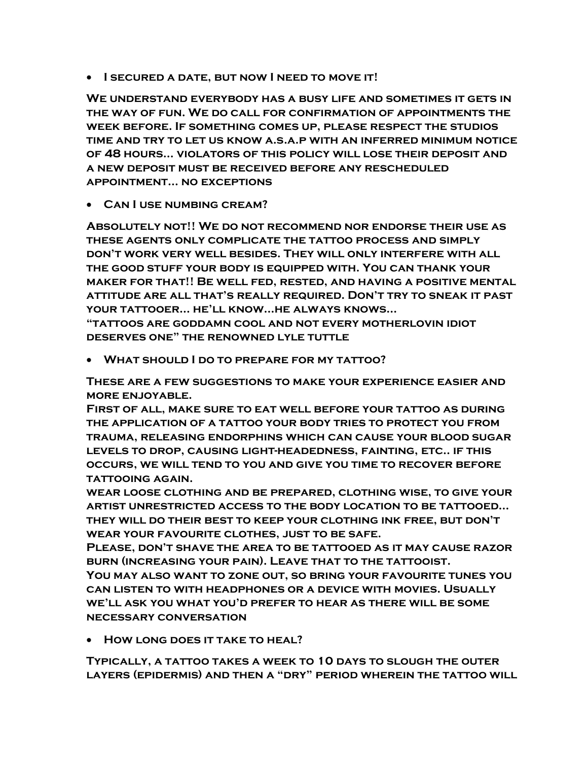- **I secured a date, but now I need to move it!**

**We understand everybody has a busy life and sometimes it gets in the way of fun. We do call for confirmation of appointments the week before. If something comes up, please respect the studios time and try to let us know a.s.a.p with an inferred minimum notice of 48 hours... violators of this policy will lose their deposit and a new deposit must be received before any rescheduled appointment... no exceptions**

- **Can I use numbing cream?**

**Absolutely not!! We do not recommend nor endorse their use as these agents only complicate the tattoo process and simply don't work very well besides. They will only interfere with all the good stuff your body is equipped with. You can thank your maker for that!! Be well fed, rested, and having a positive mental attitude are all that's really required. Don't try to sneak it past your tattooer... he'll know...he always knows...**
**"tattoos are goddamn cool and not every motherlovin idiot deserves one" the renowned lyle tuttle**

- **What should I do to prepare for my tattoo?**

**These are a few suggestions to make your experience easier and more enjoyable.**
**First of all, make sure to eat well before your tattoo as during the application of a tattoo your body tries to protect you from trauma, releasing endorphins which can cause your blood sugar levels to drop, causing light-headedness, fainting, etc.. if this occurs, we will tend to you and give you time to recover before tattooing again.**
**wear loose clothing and be prepared, clothing wise, to give your artist unrestricted access to the body location to be tattooed... they will do their best to keep your clothing ink free, but don't wear your favourite clothes, just to be safe.**
**Please, don't shave the area to be tattooed as it may cause razor burn (increasing your pain). Leave that to the tattooist.**
**You may also want to zone out, so bring your favourite tunes you can listen to with headphones or a device with movies. Usually we'll ask you what you'd prefer to hear as there will be some necessary conversation**

- **How long does it take to heal?**

**Typically, a tattoo takes a week to 10 days to slough the outer layers (epidermis) and then a "dry" period wherein the tattoo will**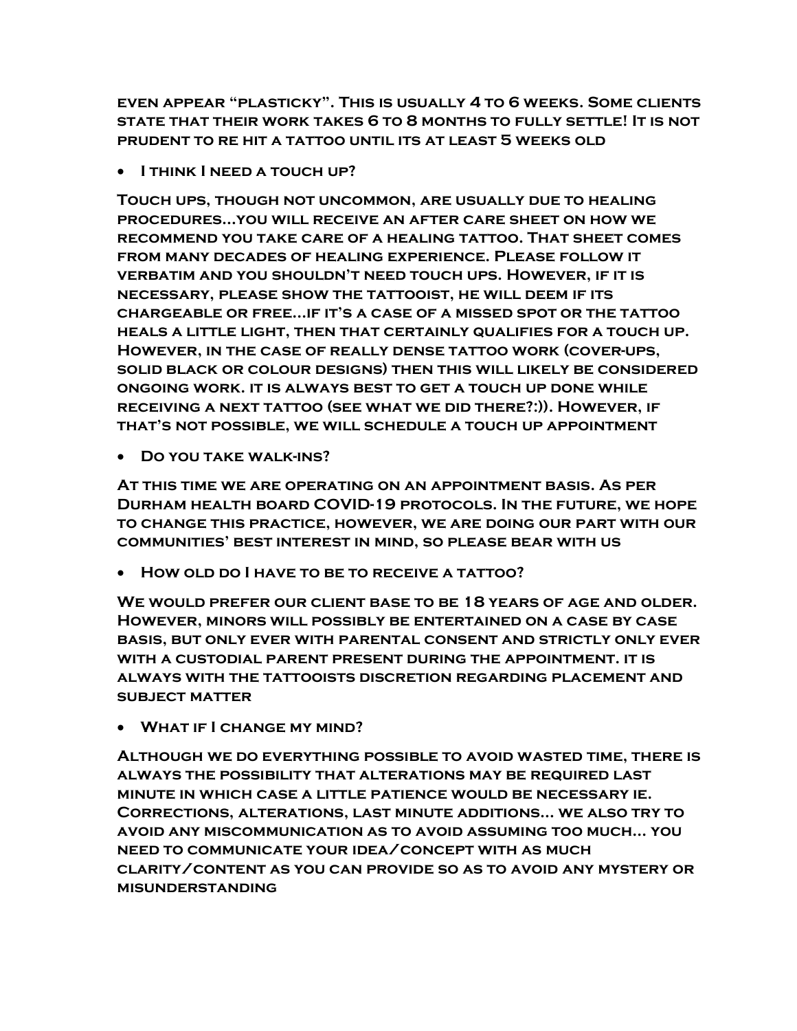**even appear "plasticky". This is usually 4 to 6 weeks. Some clients state that their work takes 6 to 8 months to fully settle! It is not prudent to re hit a tattoo until its at least 5 weeks old**

- **I think I need a touch up?**

**Touch ups, though not uncommon, are usually due to healing procedures…you will receive an after care sheet on how we recommend you take care of a healing tattoo. That sheet comes from many decades of healing experience. Please follow it verbatim and you shouldn't need touch ups. However, if it is necessary, please show the tattooist, he will deem if its chargeable or free…if it's a case of a missed spot or the tattoo heals a little light, then that certainly qualifies for a touch up. However, in the case of really dense tattoo work (cover-ups, solid black or colour designs) then this will likely be considered ongoing work. it is always best to get a touch up done while receiving a next tattoo (see what we did there?:)). However, if that's not possible, we will schedule a touch up appointment**

- **Do you take walk-ins?**

**At this time we are operating on an appointment basis. As per Durham health board COVID-19 protocols. In the future, we hope to change this practice, however, we are doing our part with our communities' best interest in mind, so please bear with us**

- **How old do I have to be to receive a tattoo?**

**We would prefer our client base to be 18 years of age and older. However, minors will possibly be entertained on a case by case basis, but only ever with parental consent and strictly only ever with a custodial parent present during the appointment. it is always with the tattooists discretion regarding placement and subject matter**

- **What if I change my mind?**

**Although we do everything possible to avoid wasted time, there is always the possibility that alterations may be required last minute in which case a little patience would be necessary ie. Corrections, alterations, last minute additions… we also try to avoid any miscommunication as to avoid assuming too much… you need to communicate your idea/concept with as much clarity/content as you can provide so as to avoid any mystery or misunderstanding**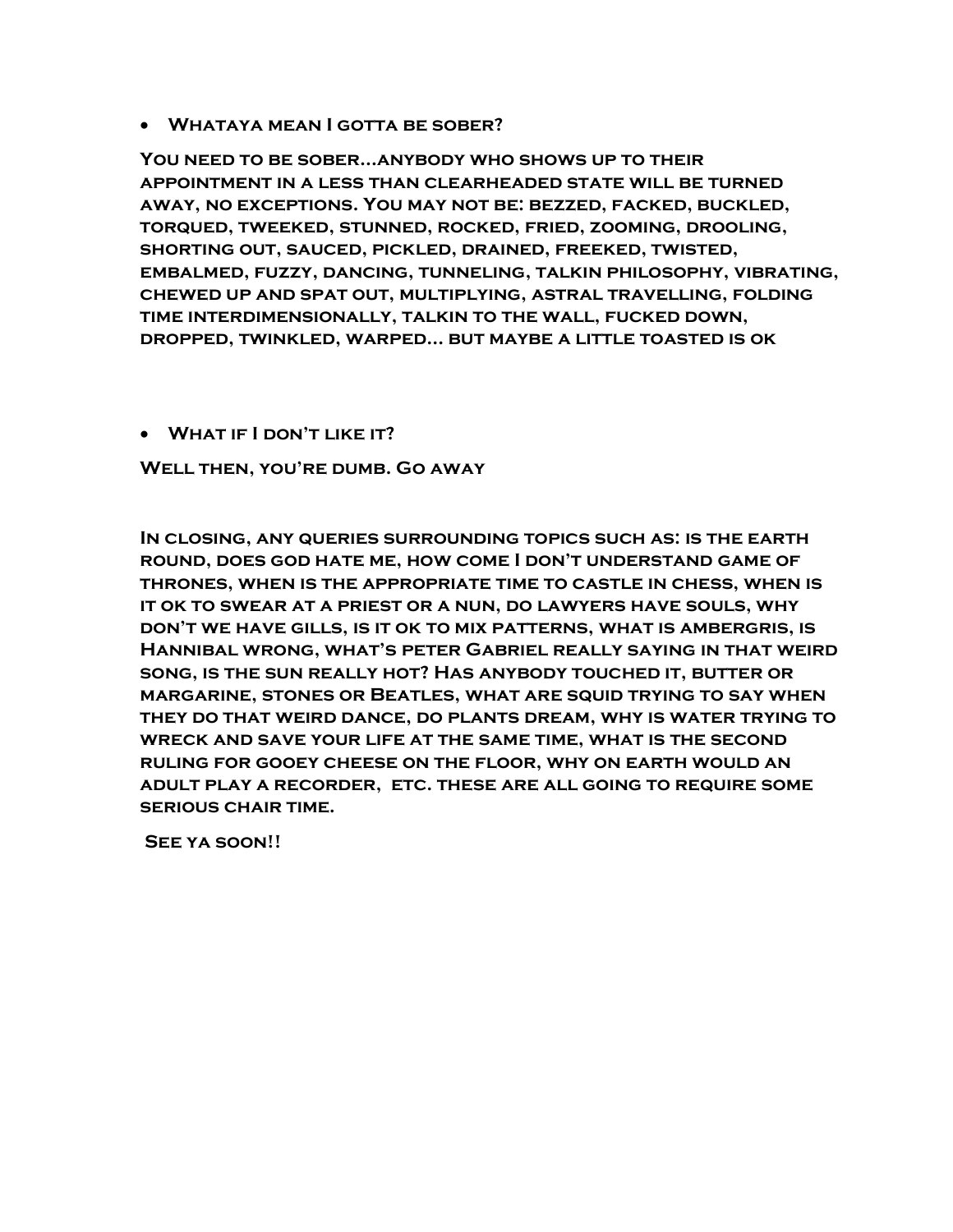- **Whataya mean I gotta be sober?**

**You need to be sober…anybody who shows up to their appointment in a less than clearheaded state will be turned away, no exceptions. You may not be: bezzed, facked, buckled, torqued, tweeked, stunned, rocked, fried, zooming, drooling, shorting out, sauced, pickled, drained, freeked, twisted, embalmed, fuzzy, dancing, tunneling, talkin philosophy, vibrating, chewed up and spat out, multiplying, astral travelling, folding time interdimensionally, talkin to the wall, fucked down, dropped, twinkled, warped… but maybe a little toasted is ok**

- **What if I don't like it?**

**Well then, you're dumb. Go away**

**In closing, any queries surrounding topics such as: is the earth round, does god hate me, how come I don't understand game of thrones, when is the appropriate time to castle in chess, when is it ok to swear at a priest or a nun, do lawyers have souls, why don't we have gills, is it ok to mix patterns, what is ambergris, is Hannibal wrong, what's peter Gabriel really saying in that weird song, is the sun really hot? Has anybody touched it, butter or margarine, stones or Beatles, what are squid trying to say when they do that weird dance, do plants dream, why is water trying to wreck and save your life at the same time, what is the second ruling for gooey cheese on the floor, why on earth would an adult play a recorder, etc. these are all going to require some serious chair time.**

**See ya soon!!**